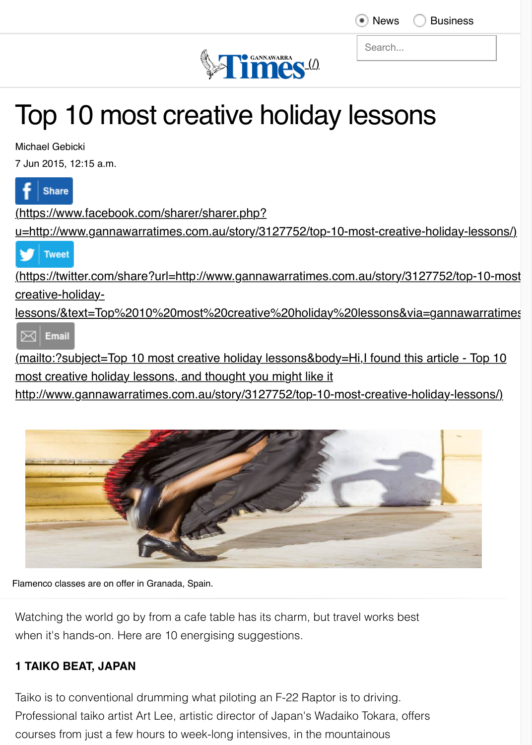News  Business

# Top 10 most creative holiday lessons

Michael Gebicki

7 Jun 2015, 12:15 a.m.

Share (https://www.facebook.com/sharer/sharer.php?u=http://www.gannawarratimes.com.au/story/3127752/top-10-most-creative-holiday-lessons/)

Tweet (https://twitter.com/share?url=http://www.gannawarratimes.com.au/story/3127752/top-10-most-creative-holiday-lessons/&text=Top%2010%20most%20creative%20holiday%20lessons&via=gannawarratimes

Email (mailto:?subject=Top 10 most creative holiday lessons&body=Hi,I found this article - Top 10 most creative holiday lessons, and thought you might like it http://www.gannawarratimes.com.au/story/3127752/top-10-most-creative-holiday-lessons/)

Flamenco classes are on offer in Granada, Spain.

Watching the world go by from a cafe table has its charm, but travel works best when it's hands-on. Here are 10 energising suggestions.

**1 TAIKO BEAT, JAPAN**

Taiko is to conventional drumming what piloting an F-22 Raptor is to driving. Professional taiko artist Art Lee, artistic director of Japan's Wadaiko Tokara, offers courses from just a few hours to week-long intensives, in the mountainous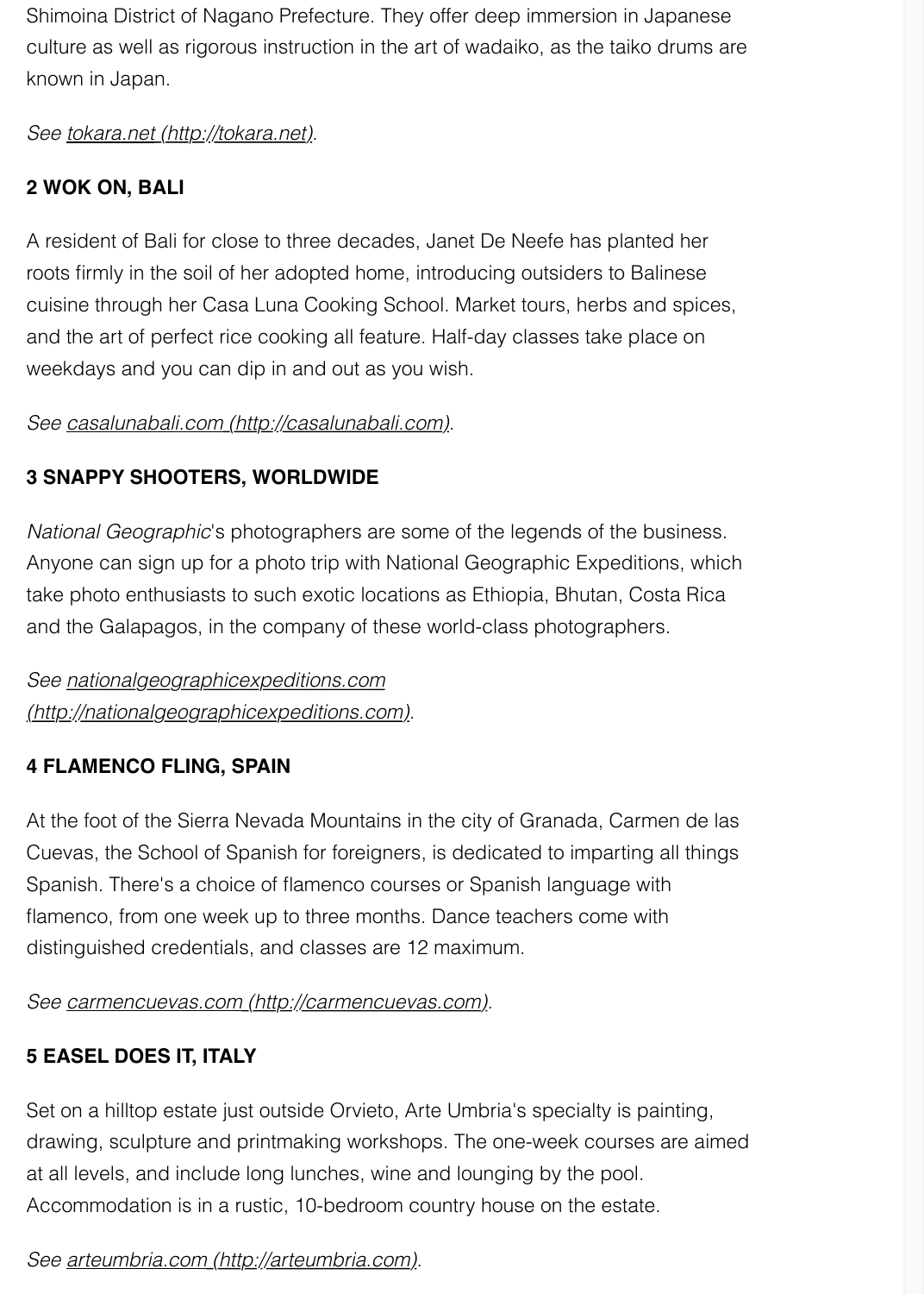Shimoina District of Nagano Prefecture. They offer deep immersion in Japanese culture as well as rigorous instruction in the art of wadaiko, as the taiko drums are known in Japan.

*See [tokara.net (http://tokara.net)](http://tokara.net).*

**2 WOK ON, BALI**

A resident of Bali for close to three decades, Janet De Neefe has planted her roots firmly in the soil of her adopted home, introducing outsiders to Balinese cuisine through her Casa Luna Cooking School. Market tours, herbs and spices, and the art of perfect rice cooking all feature. Half-day classes take place on weekdays and you can dip in and out as you wish.

*See [casalunabali.com (http://casalunabali.com)](http://casalunabali.com).*

**3 SNAPPY SHOOTERS, WORLDWIDE**

*National Geographic*'s photographers are some of the legends of the business. Anyone can sign up for a photo trip with National Geographic Expeditions, which take photo enthusiasts to such exotic locations as Ethiopia, Bhutan, Costa Rica and the Galapagos, in the company of these world-class photographers.

*See [nationalgeographicexpeditions.com (http://nationalgeographicexpeditions.com)](http://nationalgeographicexpeditions.com).*

**4 FLAMENCO FLING, SPAIN**

At the foot of the Sierra Nevada Mountains in the city of Granada, Carmen de las Cuevas, the School of Spanish for foreigners, is dedicated to imparting all things Spanish. There's a choice of flamenco courses or Spanish language with flamenco, from one week up to three months. Dance teachers come with distinguished credentials, and classes are 12 maximum.

*See [carmencuevas.com (http://carmencuevas.com)](http://carmencuevas.com).*

**5 EASEL DOES IT, ITALY**

Set on a hilltop estate just outside Orvieto, Arte Umbria's specialty is painting, drawing, sculpture and printmaking workshops. The one-week courses are aimed at all levels, and include long lunches, wine and lounging by the pool. Accommodation is in a rustic, 10-bedroom country house on the estate.

*See [arteumbria.com (http://arteumbria.com)](http://arteumbria.com).*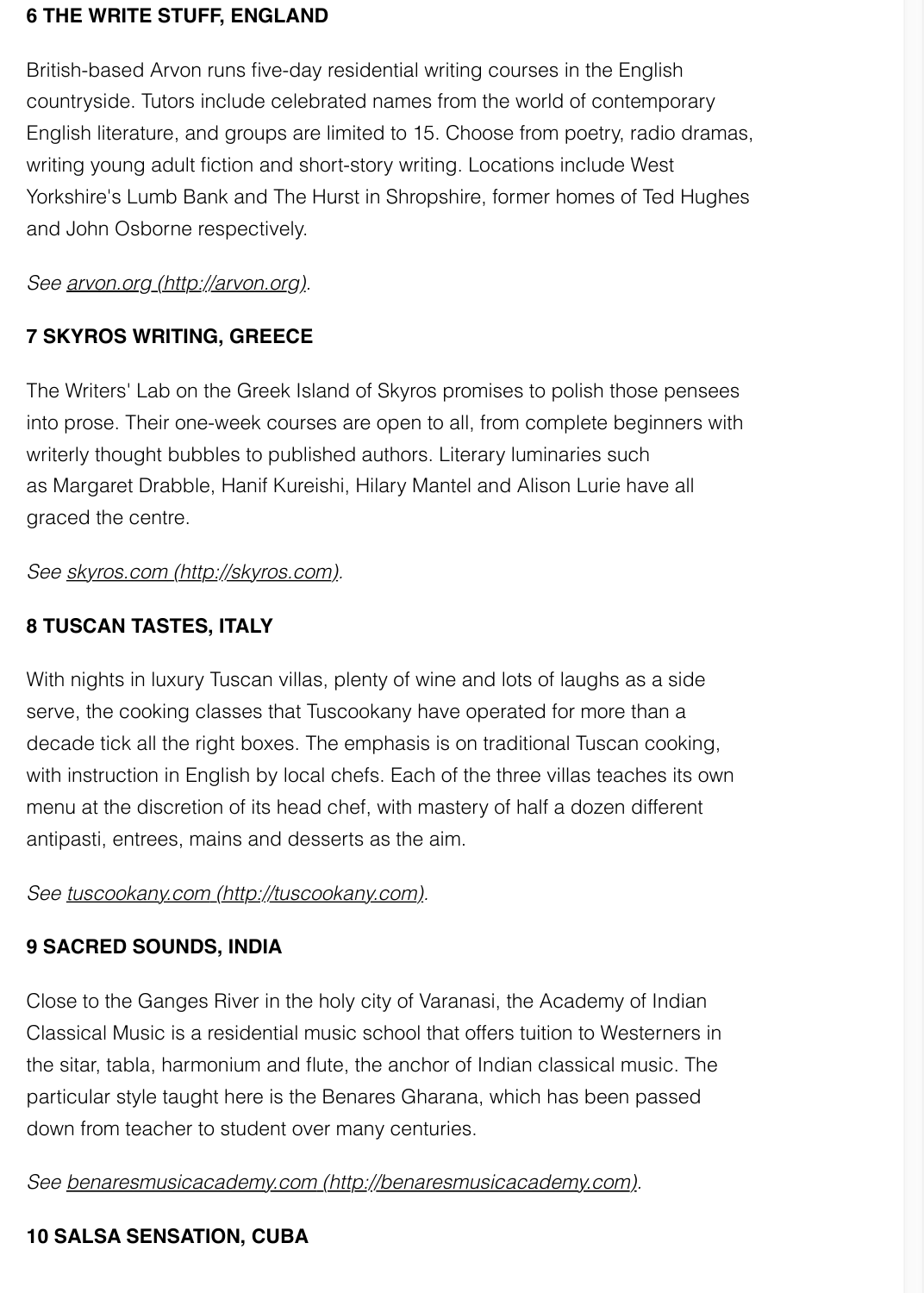### 6 THE WRITE STUFF, ENGLAND

British-based Arvon runs five-day residential writing courses in the English countryside. Tutors include celebrated names from the world of contemporary English literature, and groups are limited to 15. Choose from poetry, radio dramas, writing young adult fiction and short-story writing. Locations include West Yorkshire's Lumb Bank and The Hurst in Shropshire, former homes of Ted Hughes and John Osborne respectively.

*See arvon.org (http://arvon.org).*

### 7 SKYROS WRITING, GREECE

The Writers' Lab on the Greek Island of Skyros promises to polish those pensees into prose. Their one-week courses are open to all, from complete beginners with writerly thought bubbles to published authors. Literary luminaries such as Margaret Drabble, Hanif Kureishi, Hilary Mantel and Alison Lurie have all graced the centre.

*See skyros.com (http://skyros.com).*

### 8 TUSCAN TASTES, ITALY

With nights in luxury Tuscan villas, plenty of wine and lots of laughs as a side serve, the cooking classes that Tuscookany have operated for more than a decade tick all the right boxes. The emphasis is on traditional Tuscan cooking, with instruction in English by local chefs. Each of the three villas teaches its own menu at the discretion of its head chef, with mastery of half a dozen different antipasti, entrees, mains and desserts as the aim.

*See tuscookany.com (http://tuscookany.com).*

### 9 SACRED SOUNDS, INDIA

Close to the Ganges River in the holy city of Varanasi, the Academy of Indian Classical Music is a residential music school that offers tuition to Westerners in the sitar, tabla, harmonium and flute, the anchor of Indian classical music. The particular style taught here is the Benares Gharana, which has been passed down from teacher to student over many centuries.

*See benaresmusicacademy.com (http://benaresmusicacademy.com).*

### 10 SALSA SENSATION, CUBA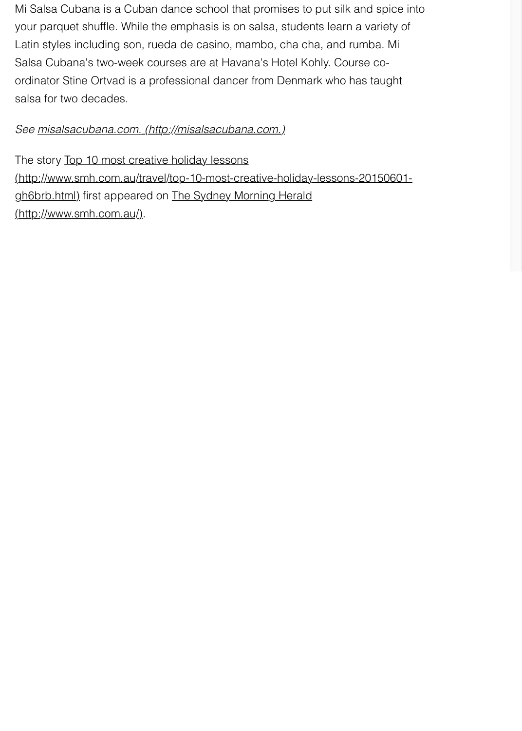Mi Salsa Cubana is a Cuban dance school that promises to put silk and spice into your parquet shuffle. While the emphasis is on salsa, students learn a variety of Latin styles including son, rueda de casino, mambo, cha cha, and rumba. Mi Salsa Cubana's two-week courses are at Havana's Hotel Kohly. Course co-ordinator Stine Ortvad is a professional dancer from Denmark who has taught salsa for two decades.

*See misalsacubana.com. (http://misalsacubana.com.)*

The story Top 10 most creative holiday lessons (http://www.smh.com.au/travel/top-10-most-creative-holiday-lessons-20150601-gh6brb.html) first appeared on The Sydney Morning Herald (http://www.smh.com.au/).